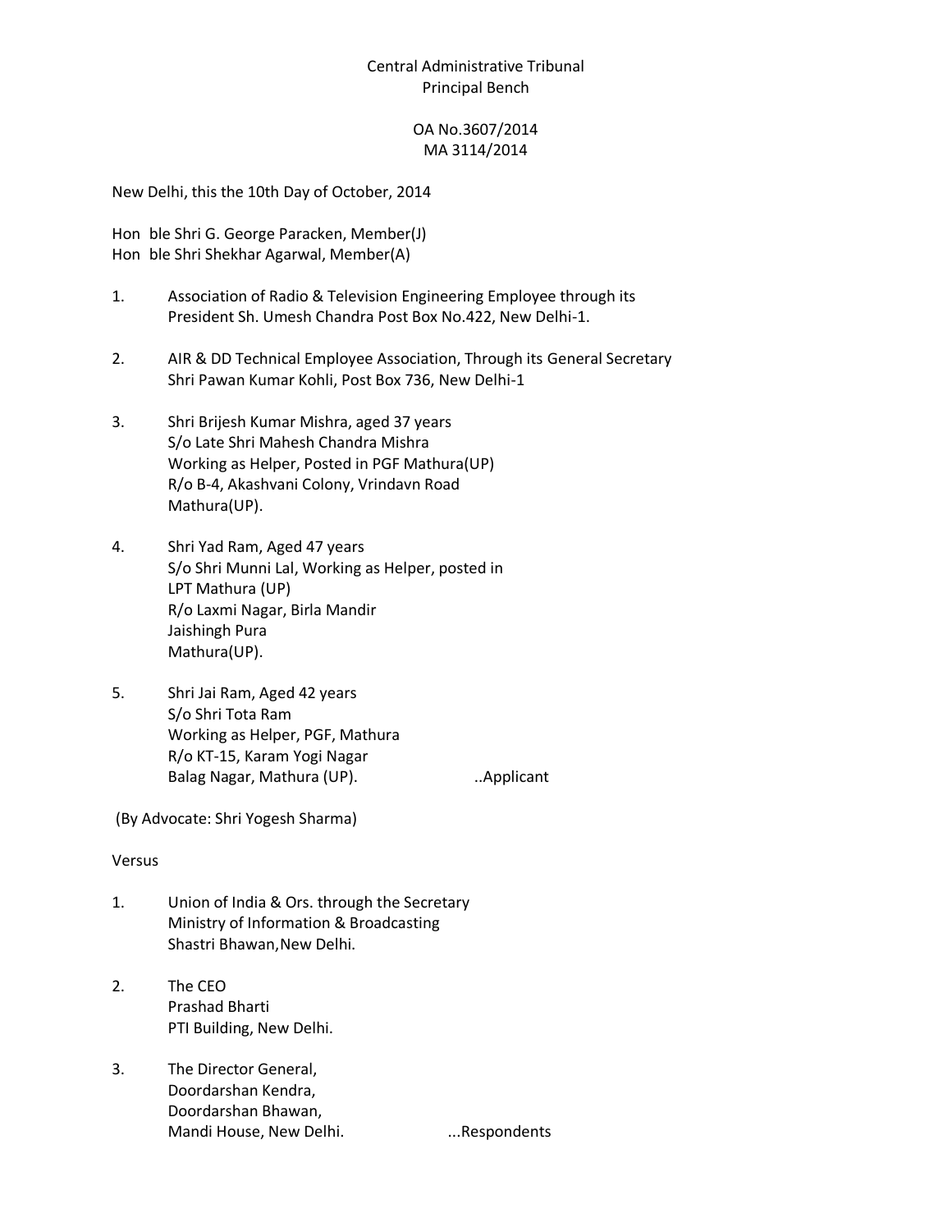Central Administrative Tribunal
Principal Bench

OA No.3607/2014
MA 3114/2014

New Delhi, this the 10th Day of October, 2014

Hon ble Shri G. George Paracken, Member(J)
Hon ble Shri Shekhar Agarwal, Member(A)

1. Association of Radio & Television Engineering Employee through its President Sh. Umesh Chandra Post Box No.422, New Delhi-1.

2. AIR & DD Technical Employee Association, Through its General Secretary Shri Pawan Kumar Kohli, Post Box 736, New Delhi-1

3. Shri Brijesh Kumar Mishra, aged 37 years
   S/o Late Shri Mahesh Chandra Mishra
   Working as Helper, Posted in PGF Mathura(UP)
   R/o B-4, Akashvani Colony, Vrindavn Road
   Mathura(UP).

4. Shri Yad Ram, Aged 47 years
   S/o Shri Munni Lal, Working as Helper, posted in
   LPT Mathura (UP)
   R/o Laxmi Nagar, Birla Mandir
   Jaishingh Pura
   Mathura(UP).

5. Shri Jai Ram, Aged 42 years
   S/o Shri Tota Ram
   Working as Helper, PGF, Mathura
   R/o KT-15, Karam Yogi Nagar
   Balag Nagar, Mathura (UP). ..Applicant

(By Advocate: Shri Yogesh Sharma)

Versus

1. Union of India & Ors. through the Secretary
   Ministry of Information & Broadcasting
   Shastri Bhawan,New Delhi.

2. The CEO
   Prashad Bharti
   PTI Building, New Delhi.

3. The Director General,
   Doordarshan Kendra,
   Doordarshan Bhawan,
   Mandi House, New Delhi. ...Respondents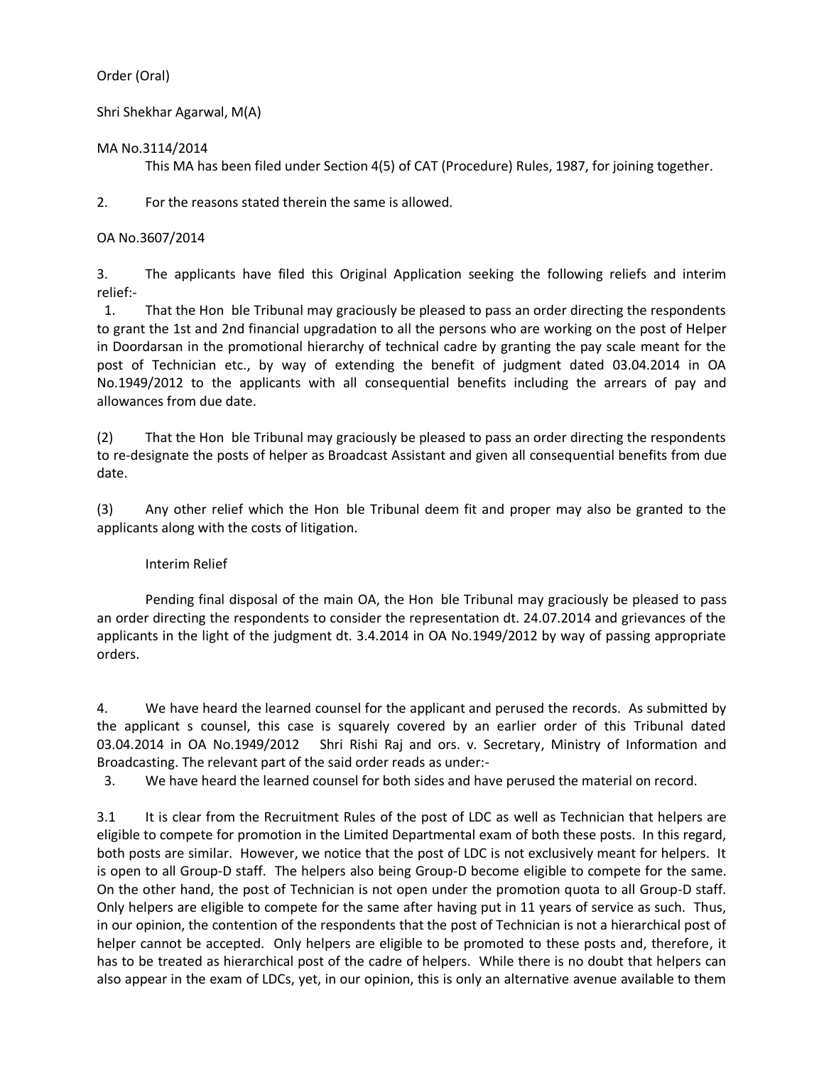Order (Oral)

Shri Shekhar Agarwal, M(A)

MA No.3114/2014

This MA has been filed under Section 4(5) of CAT (Procedure) Rules, 1987, for joining together.

2. For the reasons stated therein the same is allowed.

OA No.3607/2014

3. The applicants have filed this Original Application seeking the following reliefs and interim relief:-

1. That the Hon ble Tribunal may graciously be pleased to pass an order directing the respondents to grant the 1st and 2nd financial upgradation to all the persons who are working on the post of Helper in Doordarsan in the promotional hierarchy of technical cadre by granting the pay scale meant for the post of Technician etc., by way of extending the benefit of judgment dated 03.04.2014 in OA No.1949/2012 to the applicants with all consequential benefits including the arrears of pay and allowances from due date.

(2) That the Hon ble Tribunal may graciously be pleased to pass an order directing the respondents to re-designate the posts of helper as Broadcast Assistant and given all consequential benefits from due date.

(3) Any other relief which the Hon ble Tribunal deem fit and proper may also be granted to the applicants along with the costs of litigation.

Interim Relief

Pending final disposal of the main OA, the Hon ble Tribunal may graciously be pleased to pass an order directing the respondents to consider the representation dt. 24.07.2014 and grievances of the applicants in the light of the judgment dt. 3.4.2014 in OA No.1949/2012 by way of passing appropriate orders.

4. We have heard the learned counsel for the applicant and perused the records. As submitted by the applicant s counsel, this case is squarely covered by an earlier order of this Tribunal dated 03.04.2014 in OA No.1949/2012 Shri Rishi Raj and ors. v. Secretary, Ministry of Information and Broadcasting. The relevant part of the said order reads as under:-

3. We have heard the learned counsel for both sides and have perused the material on record.

3.1 It is clear from the Recruitment Rules of the post of LDC as well as Technician that helpers are eligible to compete for promotion in the Limited Departmental exam of both these posts. In this regard, both posts are similar. However, we notice that the post of LDC is not exclusively meant for helpers. It is open to all Group-D staff. The helpers also being Group-D become eligible to compete for the same. On the other hand, the post of Technician is not open under the promotion quota to all Group-D staff. Only helpers are eligible to compete for the same after having put in 11 years of service as such. Thus, in our opinion, the contention of the respondents that the post of Technician is not a hierarchical post of helper cannot be accepted. Only helpers are eligible to be promoted to these posts and, therefore, it has to be treated as hierarchical post of the cadre of helpers. While there is no doubt that helpers can also appear in the exam of LDCs, yet, in our opinion, this is only an alternative avenue available to them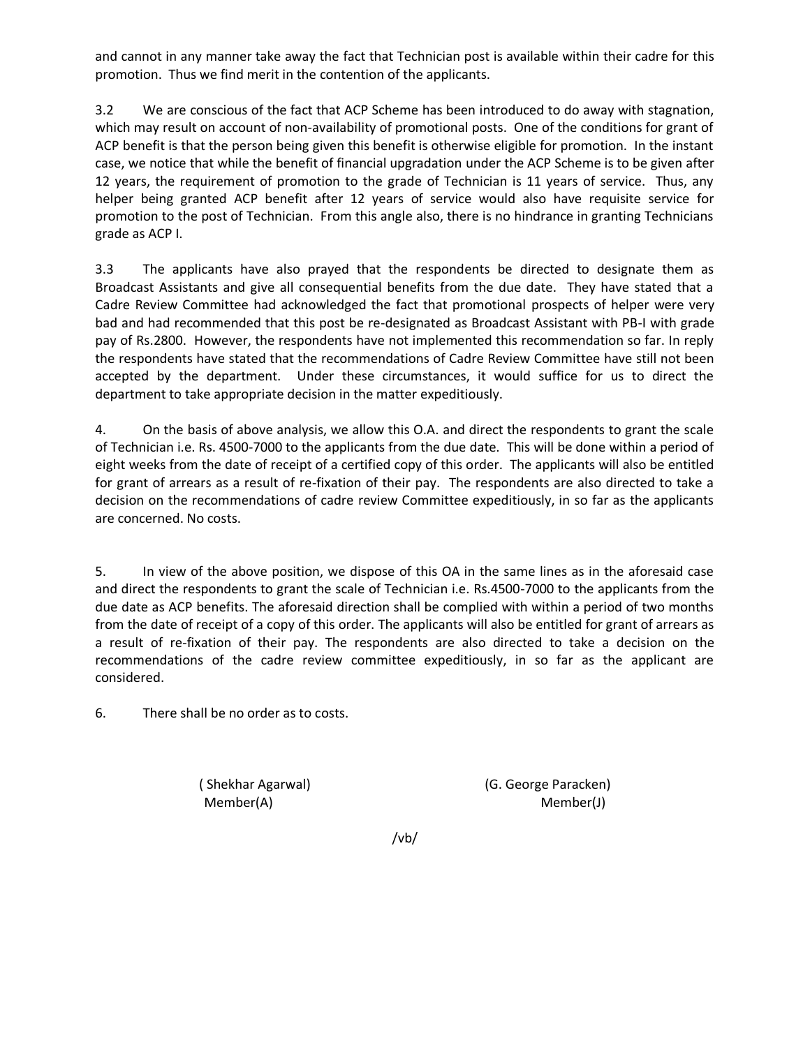and cannot in any manner take away the fact that Technician post is available within their cadre for this promotion. Thus we find merit in the contention of the applicants.

3.2 We are conscious of the fact that ACP Scheme has been introduced to do away with stagnation, which may result on account of non-availability of promotional posts. One of the conditions for grant of ACP benefit is that the person being given this benefit is otherwise eligible for promotion. In the instant case, we notice that while the benefit of financial upgradation under the ACP Scheme is to be given after 12 years, the requirement of promotion to the grade of Technician is 11 years of service. Thus, any helper being granted ACP benefit after 12 years of service would also have requisite service for promotion to the post of Technician. From this angle also, there is no hindrance in granting Technicians grade as ACP I.

3.3 The applicants have also prayed that the respondents be directed to designate them as Broadcast Assistants and give all consequential benefits from the due date. They have stated that a Cadre Review Committee had acknowledged the fact that promotional prospects of helper were very bad and had recommended that this post be re-designated as Broadcast Assistant with PB-I with grade pay of Rs.2800. However, the respondents have not implemented this recommendation so far. In reply the respondents have stated that the recommendations of Cadre Review Committee have still not been accepted by the department. Under these circumstances, it would suffice for us to direct the department to take appropriate decision in the matter expeditiously.

4. On the basis of above analysis, we allow this O.A. and direct the respondents to grant the scale of Technician i.e. Rs. 4500-7000 to the applicants from the due date. This will be done within a period of eight weeks from the date of receipt of a certified copy of this order. The applicants will also be entitled for grant of arrears as a result of re-fixation of their pay. The respondents are also directed to take a decision on the recommendations of cadre review Committee expeditiously, in so far as the applicants are concerned. No costs.

5. In view of the above position, we dispose of this OA in the same lines as in the aforesaid case and direct the respondents to grant the scale of Technician i.e. Rs.4500-7000 to the applicants from the due date as ACP benefits. The aforesaid direction shall be complied with within a period of two months from the date of receipt of a copy of this order. The applicants will also be entitled for grant of arrears as a result of re-fixation of their pay. The respondents are also directed to take a decision on the recommendations of the cadre review committee expeditiously, in so far as the applicant are considered.

6. There shall be no order as to costs.

( Shekhar Agarwal)
Member(A)

(G. George Paracken)
Member(J)

/vb/